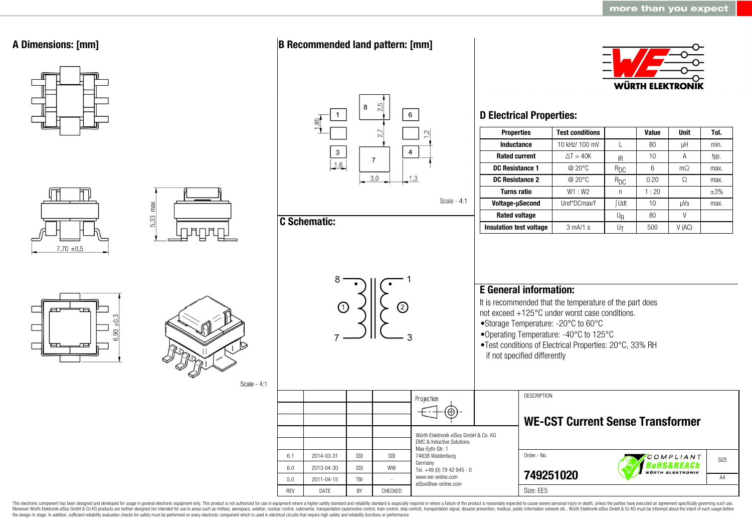more than you expect

## A Dimensions: [mm]

7,70 ±0,5

5,33 max

6,90 ±0,3

Scale - 4:1

## B Recommended land pattern: [mm]

1.85, 2,5, 2,7, 1,2, 1,6, 3,0, 1,3

Scale - 4:1

## C Schematic:

8, 1, 7, 3, ①, ②

## D Electrical Properties:

| Properties | Test conditions | | Value | Unit | Tol. |
|---|---|---|---|---|---|
| Inductance | 10 kHz/ 100 mV | L | 80 | µH | min. |
| Rated current | ΔT = 40K | $I_R$ | 10 | A | typ. |
| DC Resistance 1 | @ 20°C | $R_{DC}$ | 6 | mΩ | max. |
| DC Resistance 2 | @ 20°C | $R_{DC}$ | 0.20 | Ω | max. |
| Turns ratio | W1 : W2 | n | 1 : 20 | | ±3% |
| Voltage-µSecond | Uref*DCmax/f | ∫Udt | 10 | µVs | max. |
| Rated voltage | | $U_R$ | 80 | V | |
| Insulation test voltage | 3 mA/1 s | $U_T$ | 500 | V (AC) | |

## E General information:

It is recommended that the temperature of the part does not exceed +125°C under worst case conditions.

- Storage Temperature: -20°C to 60°C
- Operating Temperature: -40°C to 125°C
- Test conditions of Electrical Properties: 20°C, 33% RH if not specified differently

| | | | |
|---|---|---|---|
| 6.1 | 2014-03-31 | SSt | SSt |
| 6.0 | 2013-04-30 | SSt | WW |
| 5.0 | 2011-04-15 | TBr | - |
| REV | DATE | BY | CHECKED |

Projection

Würth Elektronik eiSos GmbH & Co. KG
EMC & Inductive Solutions
Max-Eyth-Str. 1
74638 Waldenburg
Germany
Tel. +49 (0) 79 42 945 - 0
www.we-online.com
eiSos@we-online.com

DESCRIPTION

**WE-CST Current Sense Transformer**

Order.- No.

**749251020**

COMPLIANT RoHS&REACh WÜRTH ELEKTRONIK

SIZE A4

Size: EE5

This electronic component has been designed and developed for usage in general electronic equipment only. This product is not authorized for use in equipment where a higher safety standard and reliability standard is especially required or where a failure of the product is reasonably expected to cause severe personal injury or death, unless the parties have executed an agreement specifically governing such use. Moreover Würth Elektronik eiSos GmbH & Co KG products are neither designed nor intended for use in areas such as military, aerospace, aviation, nuclear control, submarine, transportation (automotive control, train control, ship control), transportation signal, disaster prevention, medical, public information network etc.. Würth Elektronik eiSos GmbH & Co KG must be informed about the intent of such usage before the design-in stage. In addition, sufficient reliability evaluation checks for safety must be performed on every electronic component which is used in electrical circuits that require high safety and reliability functions or performance.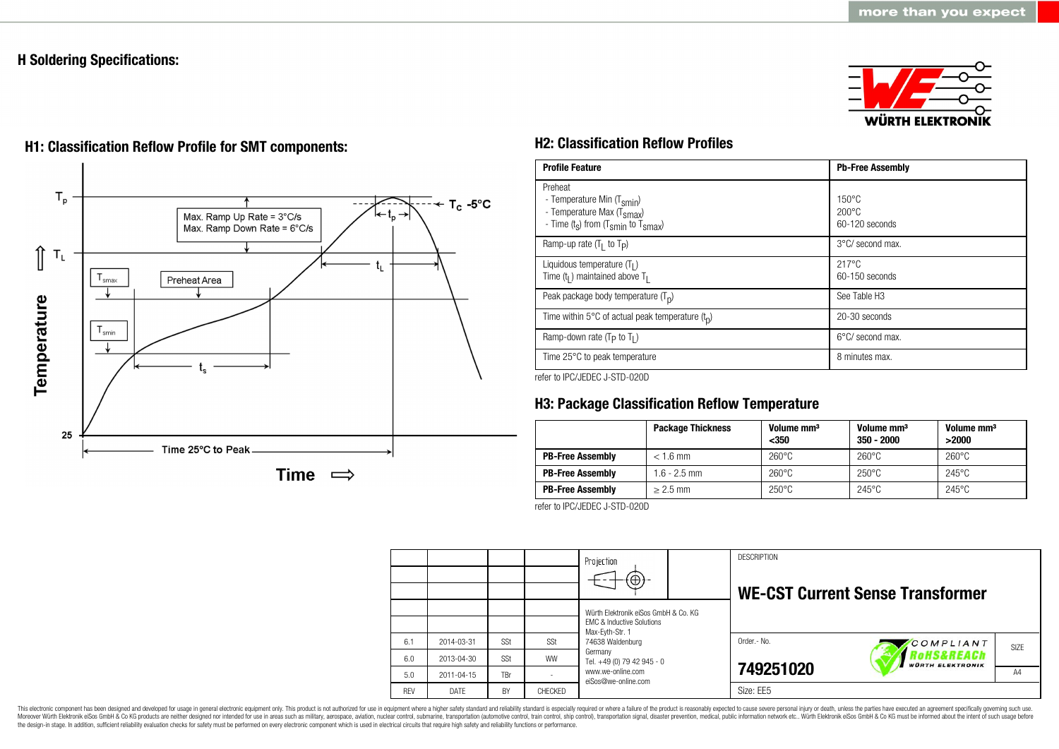# H Soldering Specifications:

## H1: Classification Reflow Profile for SMT components:

$T_p$

$T_L$

$T_{smax}$

$T_{smin}$

Max. Ramp Up Rate = 3°C/s
Max. Ramp Down Rate = 6°C/s

Preheat Area

$T_C$ -5°C

$t_p$

$t_L$

$t_s$

25

Time 25°C to Peak

Temperature

Time ⇨

## H2: Classification Reflow Profiles

| Profile Feature | Pb-Free Assembly |
|---|---|
| Preheat<br>- Temperature Min ($T_{smin}$)<br>- Temperature Max ($T_{smax}$)<br>- Time ($t_s$) from ($T_{smin}$ to $T_{smax}$) | <br>150°C<br>200°C<br>60-120 seconds |
| Ramp-up rate ($T_L$ to $T_P$) | 3°C/ second max. |
| Liquidous temperature ($T_L$)<br>Time ($t_L$) maintained above $T_L$ | 217°C<br>60-150 seconds |
| Peak package body temperature ($T_p$) | See Table H3 |
| Time within 5°C of actual peak temperature ($t_p$) | 20-30 seconds |
| Ramp-down rate ($T_P$ to $T_L$) | 6°C/ second max. |
| Time 25°C to peak temperature | 8 minutes max. |

refer to IPC/JEDEC J-STD-020D

## H3: Package Classification Reflow Temperature

| | Package Thickness | Volume mm³ <350 | Volume mm³ 350 - 2000 | Volume mm³ >2000 |
|---|---|---|---|---|
| **PB-Free Assembly** | < 1.6 mm | 260°C | 260°C | 260°C |
| **PB-Free Assembly** | 1.6 - 2.5 mm | 260°C | 250°C | 245°C |
| **PB-Free Assembly** | ≥ 2.5 mm | 250°C | 245°C | 245°C |

refer to IPC/JEDEC J-STD-020D

| REV | DATE | BY | CHECKED |
|---|---|---|---|
| 6.1 | 2014-03-31 | SSt | SSt |
| 6.0 | 2013-04-30 | SSt | WW |
| 5.0 | 2011-04-15 | TBr | - |

Projection

Würth Elektronik eiSos GmbH & Co. KG
EMC & Inductive Solutions
Max-Eyth-Str. 1
74638 Waldenburg
Germany
Tel. +49 (0) 79 42 945 - 0
www.we-online.com
eiSos@we-online.com

DESCRIPTION

**WE-CST Current Sense Transformer**

Order.- No.

**749251020**

Size: EE5

SIZE A4

This electronic component has been designed and developed for usage in general electronic equipment only. This product is not authorized for use in equipment where a higher safety standard and reliability standard is especially required or where a failure of the product is reasonably expected to cause severe personal injury or death, unless the parties have executed an agreement specifically governing such use. Moreover Würth Elektronik eiSos GmbH & Co KG products are neither designed nor intended for use in areas such as military, aerospace, aviation, nuclear control, submarine, transportation (automotive control, train control, ship control), transportation signal, disaster prevention, medical, public information network etc.. Würth Elektronik eiSos GmbH & Co KG must be informed about the intent of such usage before the design-in stage. In addition, sufficient reliability evaluation checks for safety must be performed on every electronic component which is used in electrical circuits that require high safety and reliability functions or performance.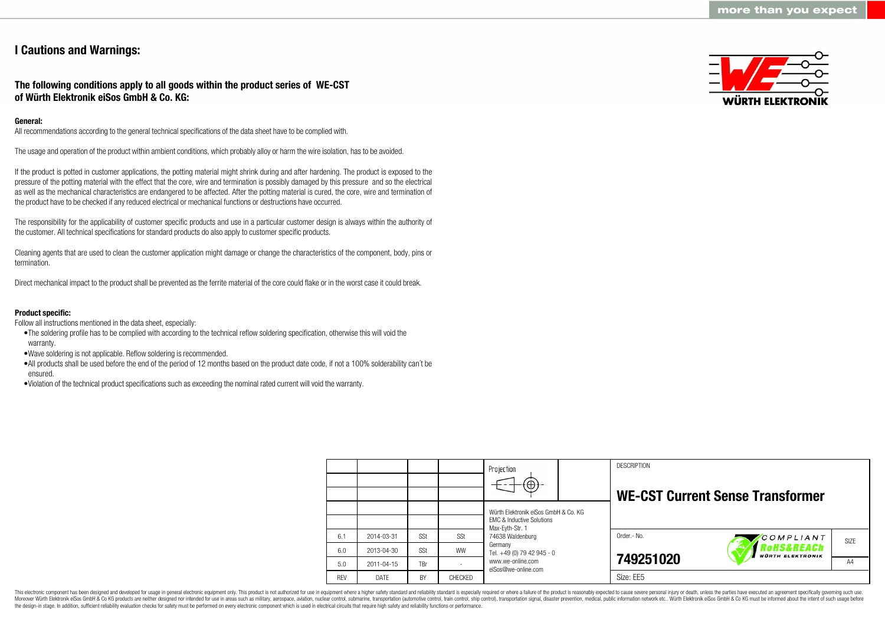# I Cautions and Warnings:

## The following conditions apply to all goods within the product series of WE-CST of Würth Elektronik eiSos GmbH & Co. KG:

**General:**

All recommendations according to the general technical specifications of the data sheet have to be complied with.

The usage and operation of the product within ambient conditions, which probably alloy or harm the wire isolation, has to be avoided.

If the product is potted in customer applications, the potting material might shrink during and after hardening. The product is exposed to the pressure of the potting material with the effect that the core, wire and termination is possibly damaged by this pressure and so the electrical as well as the mechanical characteristics are endangered to be affected. After the potting material is cured, the core, wire and termination of the product have to be checked if any reduced electrical or mechanical functions or destructions have occurred.

The responsibility for the applicability of customer specific products and use in a particular customer design is always within the authority of the customer. All technical specifications for standard products do also apply to customer specific products.

Cleaning agents that are used to clean the customer application might damage or change the characteristics of the component, body, pins or termination.

Direct mechanical impact to the product shall be prevented as the ferrite material of the core could flake or in the worst case it could break.

**Product specific:**

Follow all instructions mentioned in the data sheet, especially:

- The soldering profile has to be complied with according to the technical reflow soldering specification, otherwise this will void the warranty.
- Wave soldering is not applicable. Reflow soldering is recommended.
- All products shall be used before the end of the period of 12 months based on the product date code, if not a 100% solderability can´t be ensured.
- Violation of the technical product specifications such as exceeding the nominal rated current will void the warranty.

| REV | DATE | BY | CHECKED |
|---|---|---|---|
| 6.1 | 2014-03-31 | SSt | SSt |
| 6.0 | 2013-04-30 | SSt | WW |
| 5.0 | 2011-04-15 | TBr | - |

Würth Elektronik eiSos GmbH & Co. KG
EMC & Inductive Solutions
Max-Eyth-Str. 1
74638 Waldenburg
Germany
Tel. +49 (0) 79 42 945 - 0
www.we-online.com
eiSos@we-online.com

DESCRIPTION: **WE-CST Current Sense Transformer**

Order.- No.: **749251020**

Size: EE5

SIZE: A4

This electronic component has been designed and developed for usage in general electronic equipment only. This product is not authorized for use in equipment where a higher safety standard and reliability standard is especially required or where a failure of the product is reasonably expected to cause severe personal injury or death, unless the parties have executed an agreement specifically governing such use. Moreover Würth Elektronik eiSos GmbH & Co KG products are neither designed nor intended for use in areas such as military, aerospace, aviation, nuclear control, submarine, transportation (automotive control, train control, ship control), transportation signal, disaster prevention, medical, public information network etc.. Würth Elektronik eiSos GmbH & Co KG must be informed about the intent of such usage before the design-in stage. In addition, sufficient reliability evaluation checks for safety must be performed on every electronic component which is used in electrical circuits that require high safety and reliability functions or performance.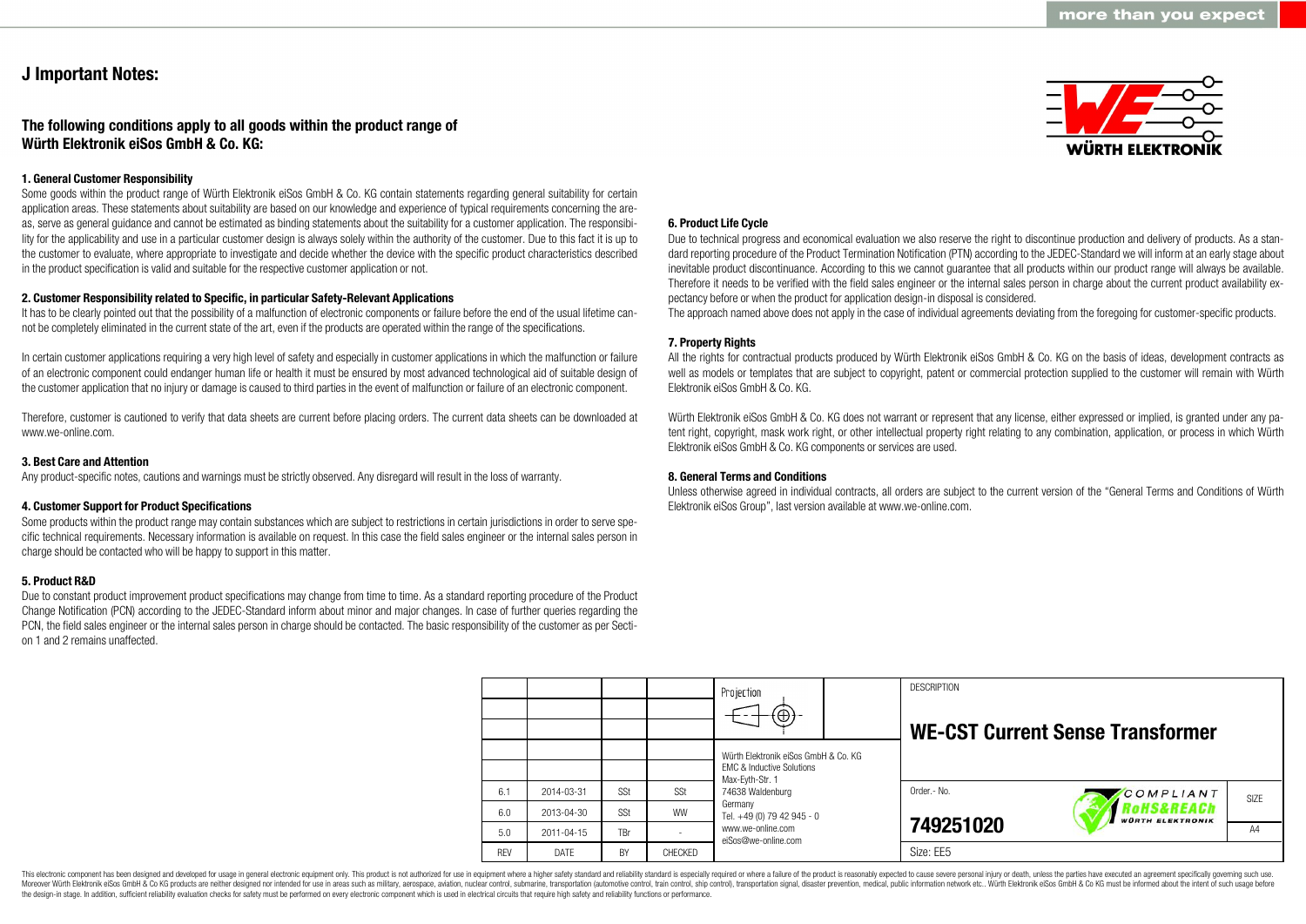## J Important Notes:

### The following conditions apply to all goods within the product range of Würth Elektronik eiSos GmbH & Co. KG:

**1. General Customer Responsibility**

Some goods within the product range of Würth Elektronik eiSos GmbH & Co. KG contain statements regarding general suitability for certain application areas. These statements about suitability are based on our knowledge and experience of typical requirements concerning the areas, serve as general guidance and cannot be estimated as binding statements about the suitability for a customer application. The responsibility for the applicability and use in a particular customer design is always solely within the authority of the customer. Due to this fact it is up to the customer to evaluate, where appropriate to investigate and decide whether the device with the specific product characteristics described in the product specification is valid and suitable for the respective customer application or not.

**2. Customer Responsibility related to Specific, in particular Safety-Relevant Applications**

It has to be clearly pointed out that the possibility of a malfunction of electronic components or failure before the end of the usual lifetime cannot be completely eliminated in the current state of the art, even if the products are operated within the range of the specifications.

In certain customer applications requiring a very high level of safety and especially in customer applications in which the malfunction or failure of an electronic component could endanger human life or health it must be ensured by most advanced technological aid of suitable design of the customer application that no injury or damage is caused to third parties in the event of malfunction or failure of an electronic component.

Therefore, customer is cautioned to verify that data sheets are current before placing orders. The current data sheets can be downloaded at www.we-online.com.

**3. Best Care and Attention**

Any product-specific notes, cautions and warnings must be strictly observed. Any disregard will result in the loss of warranty.

**4. Customer Support for Product Specifications**

Some products within the product range may contain substances which are subject to restrictions in certain jurisdictions in order to serve specific technical requirements. Necessary information is available on request. In this case the field sales engineer or the internal sales person in charge should be contacted who will be happy to support in this matter.

**5. Product R&D**

Due to constant product improvement product specifications may change from time to time. As a standard reporting procedure of the Product Change Notification (PCN) according to the JEDEC-Standard inform about minor and major changes. In case of further queries regarding the PCN, the field sales engineer or the internal sales person in charge should be contacted. The basic responsibility of the customer as per Section 1 and 2 remains unaffected.

**6. Product Life Cycle**

Due to technical progress and economical evaluation we also reserve the right to discontinue production and delivery of products. As a standard reporting procedure of the Product Termination Notification (PTN) according to the JEDEC-Standard we will inform at an early stage about inevitable product discontinuance. According to this we cannot guarantee that all products within our product range will always be available. Therefore it needs to be verified with the field sales engineer or the internal sales person in charge about the current product availability expectancy before or when the product for application design-in disposal is considered.

The approach named above does not apply in the case of individual agreements deviating from the foregoing for customer-specific products.

**7. Property Rights**

All the rights for contractual products produced by Würth Elektronik eiSos GmbH & Co. KG on the basis of ideas, development contracts as well as models or templates that are subject to copyright, patent or commercial protection supplied to the customer will remain with Würth Elektronik eiSos GmbH & Co. KG.

Würth Elektronik eiSos GmbH & Co. KG does not warrant or represent that any license, either expressed or implied, is granted under any patent right, copyright, mask work right, or other intellectual property right relating to any combination, application, or process in which Würth Elektronik eiSos GmbH & Co. KG components or services are used.

**8. General Terms and Conditions**

Unless otherwise agreed in individual contracts, all orders are subject to the current version of the "General Terms and Conditions of Würth Elektronik eiSos Group", last version available at www.we-online.com.

| | | | | |
|---|---|---|---|---|
| 6.1 | 2014-03-31 | SSt | SSt | |
| 6.0 | 2013-04-30 | SSt | WW | |
| 5.0 | 2011-04-15 | TBr | - | |
| REV | DATE | BY | CHECKED | |

Projection

Würth Elektronik eiSos GmbH & Co. KG
EMC & Inductive Solutions
Max-Eyth-Str. 1
74638 Waldenburg
Germany
Tel. +49 (0) 79 42 945 - 0
www.we-online.com
eiSos@we-online.com

DESCRIPTION

**WE-CST Current Sense Transformer**

Order.- No. **749251020**

COMPLIANT RoHS&REACh WÜRTH ELEKTRONIK

SIZE A4

Size: EE5

This electronic component has been designed and developed for usage in general electronic equipment only. This product is not authorized for use in equipment where a higher safety standard and reliability standard is especially required or where a failure of the product is reasonably expected to cause severe personal injury or death, unless the parties have executed an agreement specifically governing such use. Moreover Würth Elektronik eiSos GmbH & Co KG products are neither designed nor intended for use in areas such as military, aerospace, aviation, nuclear control, submarine, transportation (automotive control, train control, ship control), transportation signal, disaster prevention, medical, public information network etc.. Würth Elektronik eiSos GmbH & Co KG must be informed about the intent of such usage before the design-in stage. In addition, sufficient reliability evaluation checks for safety must be performed on every electronic component which is used in electrical circuits that require high safety and reliability functions or performance.